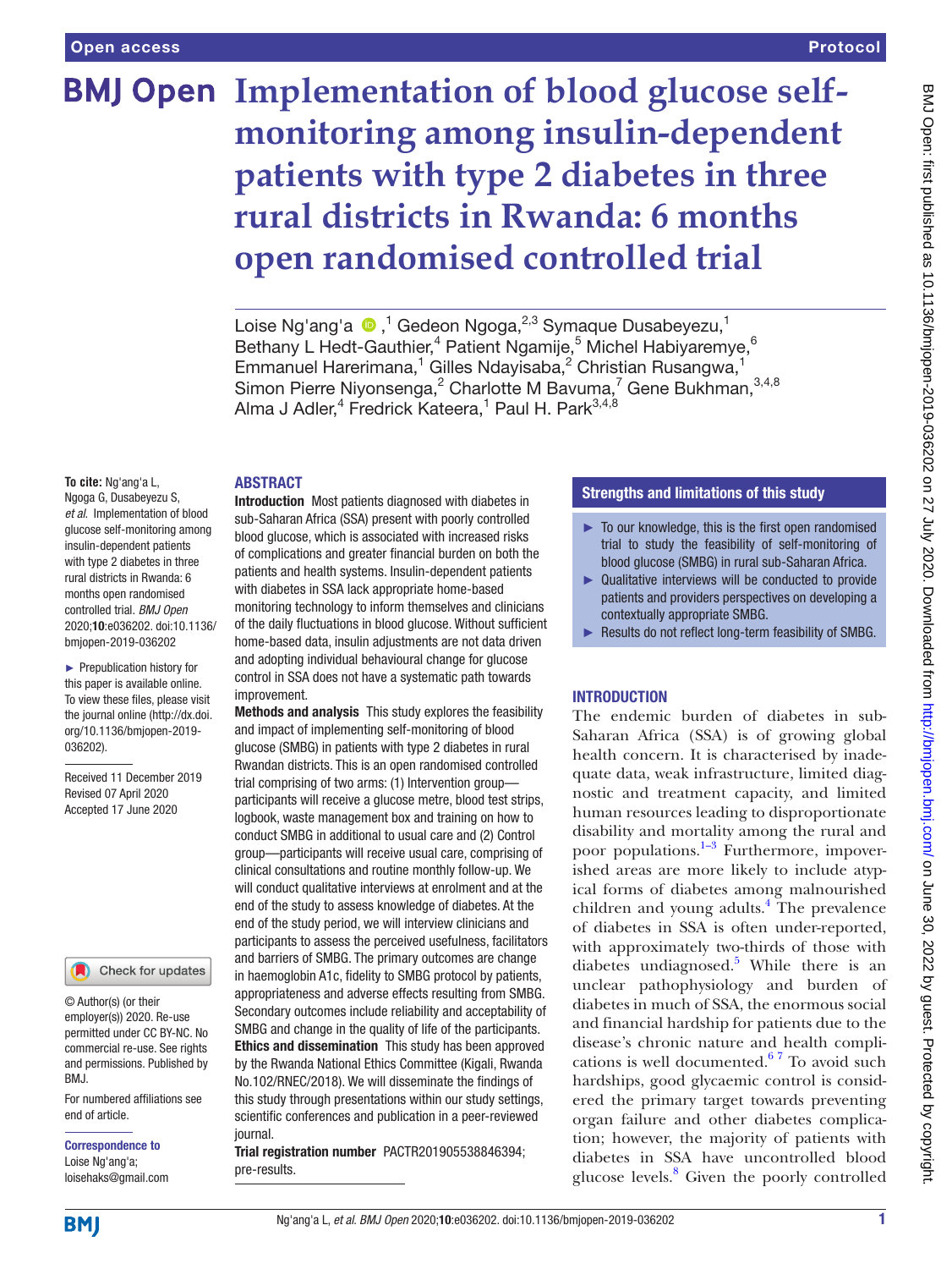# Implementation of blood glucose self-monitoring among insulin-dependent patients with type 2 diabetes in three rural districts in Rwanda: 6 months open randomised controlled trial

Loise Ng'ang'a,[1] Gedeon Ngoga,[2,3] Symaque Dusabeyezu,[1] Bethany L Hedt-Gauthier,[4] Patient Ngamije,[5] Michel Habiyaremye,[6] Emmanuel Harerimana,[1] Gilles Ndayisaba,[2] Christian Rusangwa,[1] Simon Pierre Niyonsenga,[2] Charlotte M Bavuma,[7] Gene Bukhman,[3,4,8] Alma J Adler,[4] Fredrick Kateera,[1] Paul H. Park[3,4,8]

**To cite:** Ng'ang'a L, Ngoga G, Dusabeyezu S, *et al*. Implementation of blood glucose self-monitoring among insulin-dependent patients with type 2 diabetes in three rural districts in Rwanda: 6 months open randomised controlled trial. *BMJ Open* 2020;**10**:e036202. doi:10.1136/bmjopen-2019-036202

► Prepublication history for this paper is available online. To view these files, please visit the journal online (http://dx.doi.org/10.1136/bmjopen-2019-036202).

Received 11 December 2019
Revised 07 April 2020
Accepted 17 June 2020

© Author(s) (or their employer(s)) 2020. Re-use permitted under CC BY-NC. No commercial re-use. See rights and permissions. Published by BMJ.

For numbered affiliations see end of article.

**Correspondence to**
Loise Ng'ang'a;
loisehaks@gmail.com

## ABSTRACT

**Introduction** Most patients diagnosed with diabetes in sub-Saharan Africa (SSA) present with poorly controlled blood glucose, which is associated with increased risks of complications and greater financial burden on both the patients and health systems. Insulin-dependent patients with diabetes in SSA lack appropriate home-based monitoring technology to inform themselves and clinicians of the daily fluctuations in blood glucose. Without sufficient home-based data, insulin adjustments are not data driven and adopting individual behavioural change for glucose control in SSA does not have a systematic path towards improvement.

**Methods and analysis** This study explores the feasibility and impact of implementing self-monitoring of blood glucose (SMBG) in patients with type 2 diabetes in rural Rwandan districts. This is an open randomised controlled trial comprising of two arms: (1) Intervention group—participants will receive a glucose metre, blood test strips, logbook, waste management box and training on how to conduct SMBG in additional to usual care and (2) Control group—participants will receive usual care, comprising of clinical consultations and routine monthly follow-up. We will conduct qualitative interviews at enrolment and at the end of the study to assess knowledge of diabetes. At the end of the study period, we will interview clinicians and participants to assess the perceived usefulness, facilitators and barriers of SMBG. The primary outcomes are change in haemoglobin A1c, fidelity to SMBG protocol by patients, appropriateness and adverse effects resulting from SMBG. Secondary outcomes include reliability and acceptability of SMBG and change in the quality of life of the participants.

**Ethics and dissemination** This study has been approved by the Rwanda National Ethics Committee (Kigali, Rwanda No.102/RNEC/2018). We will disseminate the findings of this study through presentations within our study settings, scientific conferences and publication in a peer-reviewed journal.

**Trial registration number** PACTR201905538846394; pre-results.

## Strengths and limitations of this study

- ► To our knowledge, this is the first open randomised trial to study the feasibility of self-monitoring of blood glucose (SMBG) in rural sub-Saharan Africa.
- ► Qualitative interviews will be conducted to provide patients and providers perspectives on developing a contextually appropriate SMBG.
- ► Results do not reflect long-term feasibility of SMBG.

## INTRODUCTION

The endemic burden of diabetes in sub-Saharan Africa (SSA) is of growing global health concern. It is characterised by inadequate data, weak infrastructure, limited diagnostic and treatment capacity, and limited human resources leading to disproportionate disability and mortality among the rural and poor populations.[1–3] Furthermore, impoverished areas are more likely to include atypical forms of diabetes among malnourished children and young adults.[4] The prevalence of diabetes in SSA is often under-reported, with approximately two-thirds of those with diabetes undiagnosed.[5] While there is an unclear pathophysiology and burden of diabetes in much of SSA, the enormous social and financial hardship for patients due to the disease's chronic nature and health complications is well documented.[6 7] To avoid such hardships, good glycaemic control is considered the primary target towards preventing organ failure and other diabetes complication; however, the majority of patients with diabetes in SSA have uncontrolled blood glucose levels.[8] Given the poorly controlled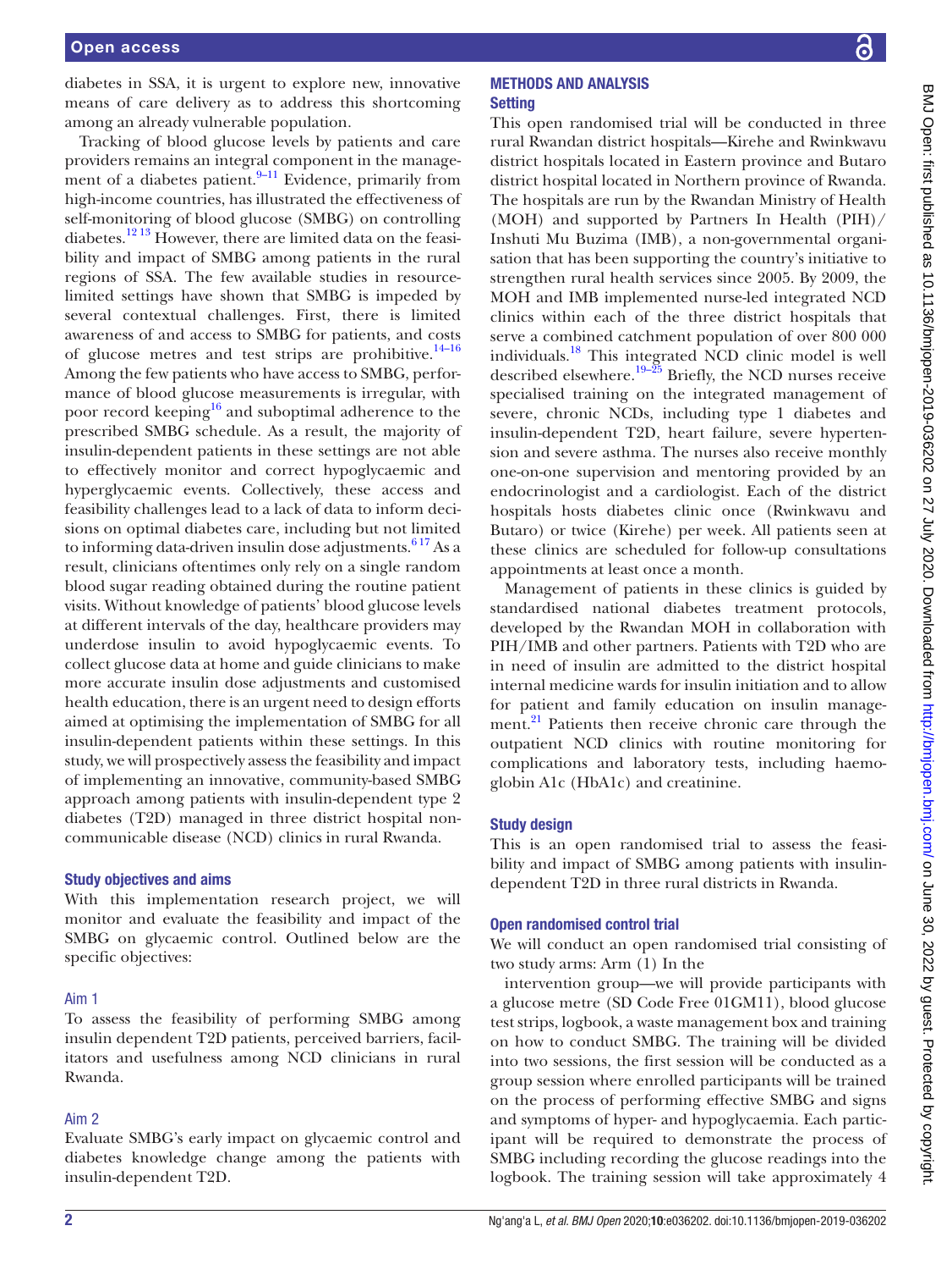diabetes in SSA, it is urgent to explore new, innovative means of care delivery as to address this shortcoming among an already vulnerable population.

Tracking of blood glucose levels by patients and care providers remains an integral component in the management of a diabetes patient.[9–11] Evidence, primarily from high-income countries, has illustrated the effectiveness of self-monitoring of blood glucose (SMBG) on controlling diabetes.[12 13] However, there are limited data on the feasibility and impact of SMBG among patients in the rural regions of SSA. The few available studies in resource-limited settings have shown that SMBG is impeded by several contextual challenges. First, there is limited awareness of and access to SMBG for patients, and costs of glucose metres and test strips are prohibitive.[14–16] Among the few patients who have access to SMBG, performance of blood glucose measurements is irregular, with poor record keeping[16] and suboptimal adherence to the prescribed SMBG schedule. As a result, the majority of insulin-dependent patients in these settings are not able to effectively monitor and correct hypoglycaemic and hyperglycaemic events. Collectively, these access and feasibility challenges lead to a lack of data to inform decisions on optimal diabetes care, including but not limited to informing data-driven insulin dose adjustments.[6 17] As a result, clinicians oftentimes only rely on a single random blood sugar reading obtained during the routine patient visits. Without knowledge of patients' blood glucose levels at different intervals of the day, healthcare providers may underdose insulin to avoid hypoglycaemic events. To collect glucose data at home and guide clinicians to make more accurate insulin dose adjustments and customised health education, there is an urgent need to design efforts aimed at optimising the implementation of SMBG for all insulin-dependent patients within these settings. In this study, we will prospectively assess the feasibility and impact of implementing an innovative, community-based SMBG approach among patients with insulin-dependent type 2 diabetes (T2D) managed in three district hospital non-communicable disease (NCD) clinics in rural Rwanda.

### Study objectives and aims

With this implementation research project, we will monitor and evaluate the feasibility and impact of the SMBG on glycaemic control. Outlined below are the specific objectives:

#### Aim 1

To assess the feasibility of performing SMBG among insulin dependent T2D patients, perceived barriers, facilitators and usefulness among NCD clinicians in rural Rwanda.

#### Aim 2

Evaluate SMBG's early impact on glycaemic control and diabetes knowledge change among the patients with insulin-dependent T2D.

## METHODS AND ANALYSIS

### Setting

This open randomised trial will be conducted in three rural Rwandan district hospitals—Kirehe and Rwinkwavu district hospitals located in Eastern province and Butaro district hospital located in Northern province of Rwanda. The hospitals are run by the Rwandan Ministry of Health (MOH) and supported by Partners In Health (PIH)/Inshuti Mu Buzima (IMB), a non-governmental organisation that has been supporting the country's initiative to strengthen rural health services since 2005. By 2009, the MOH and IMB implemented nurse-led integrated NCD clinics within each of the three district hospitals that serve a combined catchment population of over 800 000 individuals.[18] This integrated NCD clinic model is well described elsewhere.[19–25] Briefly, the NCD nurses receive specialised training on the integrated management of severe, chronic NCDs, including type 1 diabetes and insulin-dependent T2D, heart failure, severe hypertension and severe asthma. The nurses also receive monthly one-on-one supervision and mentoring provided by an endocrinologist and a cardiologist. Each of the district hospitals hosts diabetes clinic once (Rwinkwavu and Butaro) or twice (Kirehe) per week. All patients seen at these clinics are scheduled for follow-up consultations appointments at least once a month.

Management of patients in these clinics is guided by standardised national diabetes treatment protocols, developed by the Rwandan MOH in collaboration with PIH/IMB and other partners. Patients with T2D who are in need of insulin are admitted to the district hospital internal medicine wards for insulin initiation and to allow for patient and family education on insulin management.[21] Patients then receive chronic care through the outpatient NCD clinics with routine monitoring for complications and laboratory tests, including haemoglobin A1c (HbA1c) and creatinine.

### Study design

This is an open randomised trial to assess the feasibility and impact of SMBG among patients with insulin-dependent T2D in three rural districts in Rwanda.

### Open randomised control trial

We will conduct an open randomised trial consisting of two study arms: Arm (1) In the

intervention group—we will provide participants with a glucose metre (SD Code Free 01GM11), blood glucose test strips, logbook, a waste management box and training on how to conduct SMBG. The training will be divided into two sessions, the first session will be conducted as a group session where enrolled participants will be trained on the process of performing effective SMBG and signs and symptoms of hyper- and hypoglycaemia. Each participant will be required to demonstrate the process of SMBG including recording the glucose readings into the logbook. The training session will take approximately 4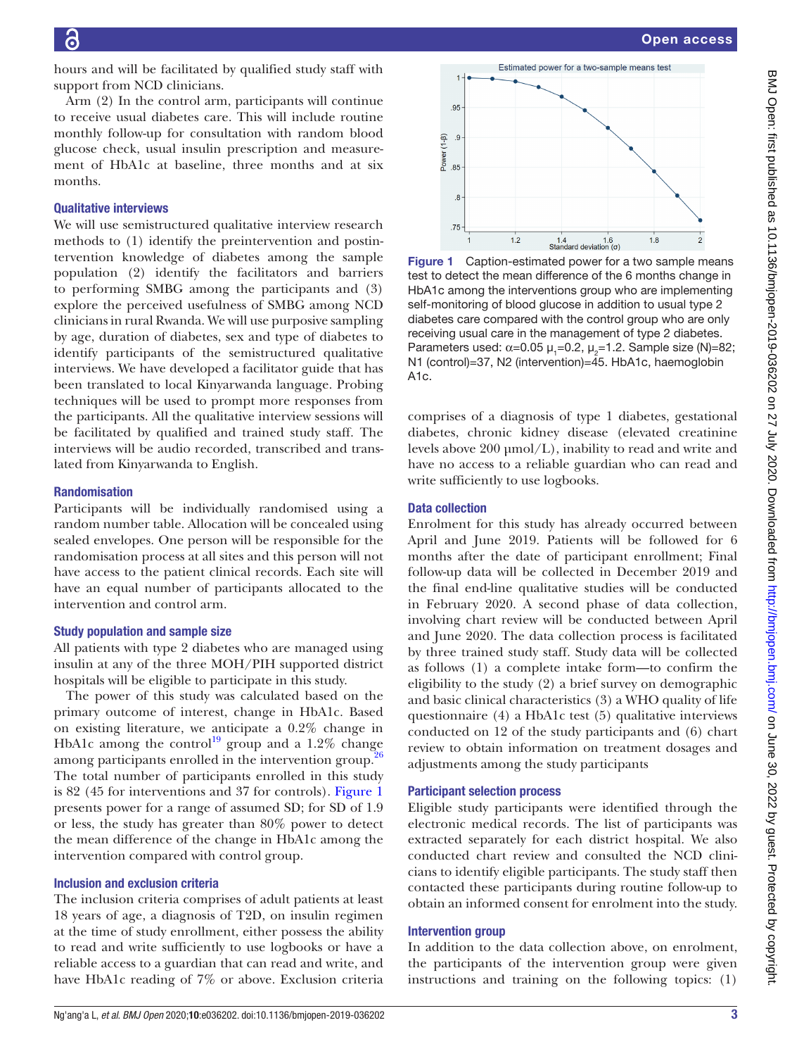hours and will be facilitated by qualified study staff with support from NCD clinicians.

Arm (2) In the control arm, participants will continue to receive usual diabetes care. This will include routine monthly follow-up for consultation with random blood glucose check, usual insulin prescription and measurement of HbA1c at baseline, three months and at six months.

## Qualitative interviews

We will use semistructured qualitative interview research methods to (1) identify the preintervention and postintervention knowledge of diabetes among the sample population (2) identify the facilitators and barriers to performing SMBG among the participants and (3) explore the perceived usefulness of SMBG among NCD clinicians in rural Rwanda. We will use purposive sampling by age, duration of diabetes, sex and type of diabetes to identify participants of the semistructured qualitative interviews. We have developed a facilitator guide that has been translated to local Kinyarwanda language. Probing techniques will be used to prompt more responses from the participants. All the qualitative interview sessions will be facilitated by qualified and trained study staff. The interviews will be audio recorded, transcribed and translated from Kinyarwanda to English.

## Randomisation

Participants will be individually randomised using a random number table. Allocation will be concealed using sealed envelopes. One person will be responsible for the randomisation process at all sites and this person will not have access to the patient clinical records. Each site will have an equal number of participants allocated to the intervention and control arm.

## Study population and sample size

All patients with type 2 diabetes who are managed using insulin at any of the three MOH/PIH supported district hospitals will be eligible to participate in this study.

The power of this study was calculated based on the primary outcome of interest, change in HbA1c. Based on existing literature, we anticipate a 0.2% change in HbA1c among the control[19] group and a 1.2% change among participants enrolled in the intervention group.[26] The total number of participants enrolled in this study is 82 (45 for interventions and 37 for controls). Figure 1 presents power for a range of assumed SD; for SD of 1.9 or less, the study has greater than 80% power to detect the mean difference of the change in HbA1c among the intervention compared with control group.

**Figure 1** Caption-estimated power for a two sample means test to detect the mean difference of the 6 months change in HbA1c among the interventions group who are implementing self-monitoring of blood glucose in addition to usual type 2 diabetes care compared with the control group who are only receiving usual care in the management of type 2 diabetes. Parameters used: $\alpha$=0.05 $\mu_1$=0.2, $\mu_2$=1.2. Sample size (N)=82; N1 (control)=37, N2 (intervention)=45. HbA1c, haemoglobin A1c.

## Inclusion and exclusion criteria

The inclusion criteria comprises of adult patients at least 18 years of age, a diagnosis of T2D, on insulin regimen at the time of study enrollment, either possess the ability to read and write sufficiently to use logbooks or have a reliable access to a guardian that can read and write, and have HbA1c reading of 7% or above. Exclusion criteria comprises of a diagnosis of type 1 diabetes, gestational diabetes, chronic kidney disease (elevated creatinine levels above 200 µmol/L), inability to read and write and have no access to a reliable guardian who can read and write sufficiently to use logbooks.

## Data collection

Enrolment for this study has already occurred between April and June 2019. Patients will be followed for 6 months after the date of participant enrollment; Final follow-up data will be collected in December 2019 and the final end-line qualitative studies will be conducted in February 2020. A second phase of data collection, involving chart review will be conducted between April and June 2020. The data collection process is facilitated by three trained study staff. Study data will be collected as follows (1) a complete intake form—to confirm the eligibility to the study (2) a brief survey on demographic and basic clinical characteristics (3) a WHO quality of life questionnaire (4) a HbA1c test (5) qualitative interviews conducted on 12 of the study participants and (6) chart review to obtain information on treatment dosages and adjustments among the study participants

## Participant selection process

Eligible study participants were identified through the electronic medical records. The list of participants was extracted separately for each district hospital. We also conducted chart review and consulted the NCD clinicians to identify eligible participants. The study staff then contacted these participants during routine follow-up to obtain an informed consent for enrolment into the study.

## Intervention group

In addition to the data collection above, on enrolment, the participants of the intervention group were given instructions and training on the following topics: (1)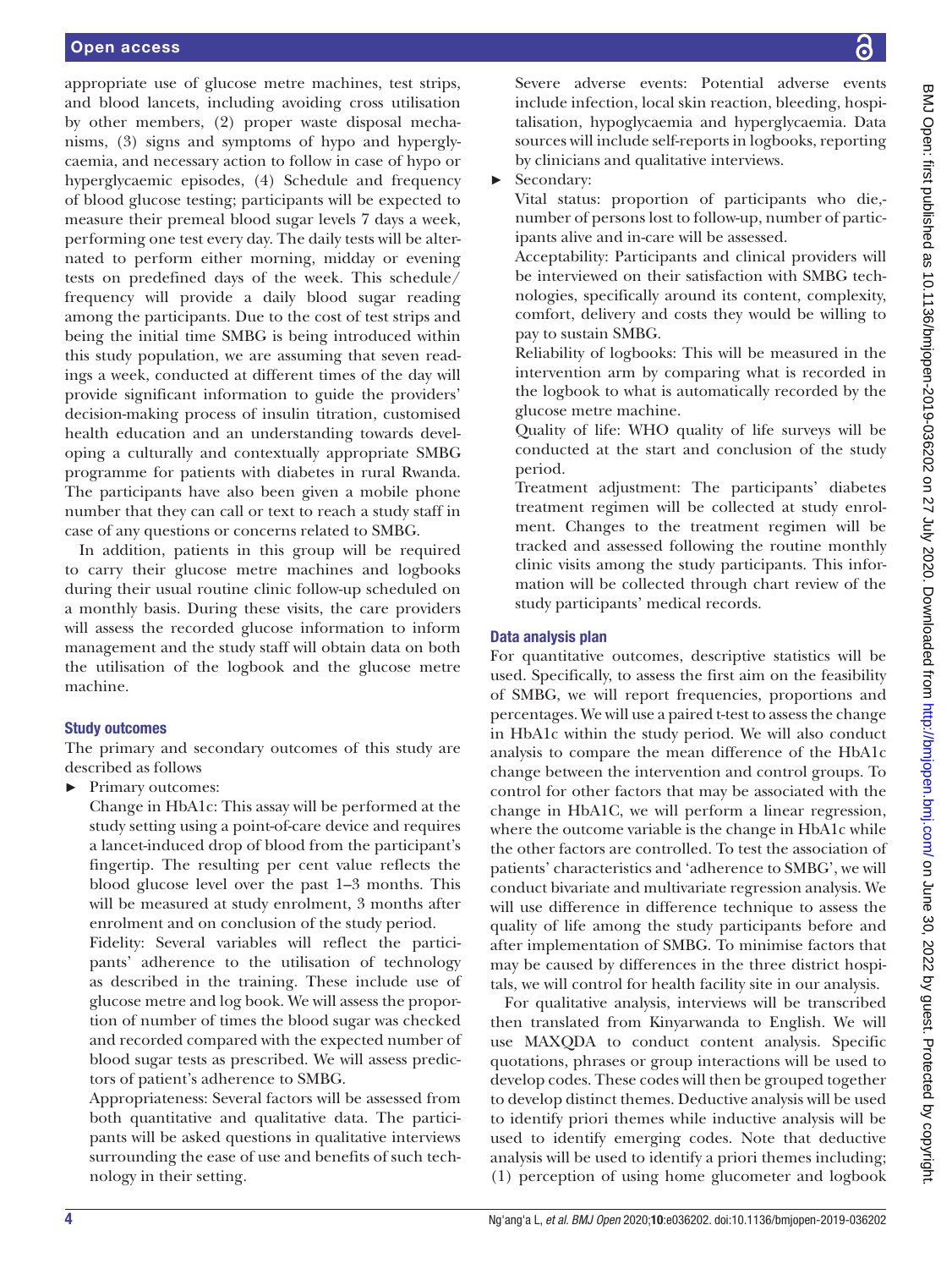appropriate use of glucose metre machines, test strips, and blood lancets, including avoiding cross utilisation by other members, (2) proper waste disposal mechanisms, (3) signs and symptoms of hypo and hyperglycaemia, and necessary action to follow in case of hypo or hyperglycaemic episodes, (4) Schedule and frequency of blood glucose testing; participants will be expected to measure their premeal blood sugar levels 7 days a week, performing one test every day. The daily tests will be alternated to perform either morning, midday or evening tests on predefined days of the week. This schedule/frequency will provide a daily blood sugar reading among the participants. Due to the cost of test strips and being the initial time SMBG is being introduced within this study population, we are assuming that seven readings a week, conducted at different times of the day will provide significant information to guide the providers' decision-making process of insulin titration, customised health education and an understanding towards developing a culturally and contextually appropriate SMBG programme for patients with diabetes in rural Rwanda. The participants have also been given a mobile phone number that they can call or text to reach a study staff in case of any questions or concerns related to SMBG.

In addition, patients in this group will be required to carry their glucose metre machines and logbooks during their usual routine clinic follow-up scheduled on a monthly basis. During these visits, the care providers will assess the recorded glucose information to inform management and the study staff will obtain data on both the utilisation of the logbook and the glucose metre machine.

### Study outcomes

The primary and secondary outcomes of this study are described as follows

- Primary outcomes:

  Change in HbA1c: This assay will be performed at the study setting using a point-of-care device and requires a lancet-induced drop of blood from the participant's fingertip. The resulting per cent value reflects the blood glucose level over the past 1–3 months. This will be measured at study enrolment, 3 months after enrolment and on conclusion of the study period.

  Fidelity: Several variables will reflect the participants' adherence to the utilisation of technology as described in the training. These include use of glucose metre and log book. We will assess the proportion of number of times the blood sugar was checked and recorded compared with the expected number of blood sugar tests as prescribed. We will assess predictors of patient's adherence to SMBG.

  Appropriateness: Several factors will be assessed from both quantitative and qualitative data. The participants will be asked questions in qualitative interviews surrounding the ease of use and benefits of such technology in their setting.

  Severe adverse events: Potential adverse events include infection, local skin reaction, bleeding, hospitalisation, hypoglycaemia and hyperglycaemia. Data sources will include self-reports in logbooks, reporting by clinicians and qualitative interviews.

- Secondary:

  Vital status: proportion of participants who die,-number of persons lost to follow-up, number of participants alive and in-care will be assessed.

  Acceptability: Participants and clinical providers will be interviewed on their satisfaction with SMBG technologies, specifically around its content, complexity, comfort, delivery and costs they would be willing to pay to sustain SMBG.

  Reliability of logbooks: This will be measured in the intervention arm by comparing what is recorded in the logbook to what is automatically recorded by the glucose metre machine.

  Quality of life: WHO quality of life surveys will be conducted at the start and conclusion of the study period.

  Treatment adjustment: The participants' diabetes treatment regimen will be collected at study enrolment. Changes to the treatment regimen will be tracked and assessed following the routine monthly clinic visits among the study participants. This information will be collected through chart review of the study participants' medical records.

### Data analysis plan

For quantitative outcomes, descriptive statistics will be used. Specifically, to assess the first aim on the feasibility of SMBG, we will report frequencies, proportions and percentages. We will use a paired t-test to assess the change in HbA1c within the study period. We will also conduct analysis to compare the mean difference of the HbA1c change between the intervention and control groups. To control for other factors that may be associated with the change in HbA1C, we will perform a linear regression, where the outcome variable is the change in HbA1c while the other factors are controlled. To test the association of patients' characteristics and 'adherence to SMBG', we will conduct bivariate and multivariate regression analysis. We will use difference in difference technique to assess the quality of life among the study participants before and after implementation of SMBG. To minimise factors that may be caused by differences in the three district hospitals, we will control for health facility site in our analysis.

For qualitative analysis, interviews will be transcribed then translated from Kinyarwanda to English. We will use MAXQDA to conduct content analysis. Specific quotations, phrases or group interactions will be used to develop codes. These codes will then be grouped together to develop distinct themes. Deductive analysis will be used to identify priori themes while inductive analysis will be used to identify emerging codes. Note that deductive analysis will be used to identify a priori themes including; (1) perception of using home glucometer and logbook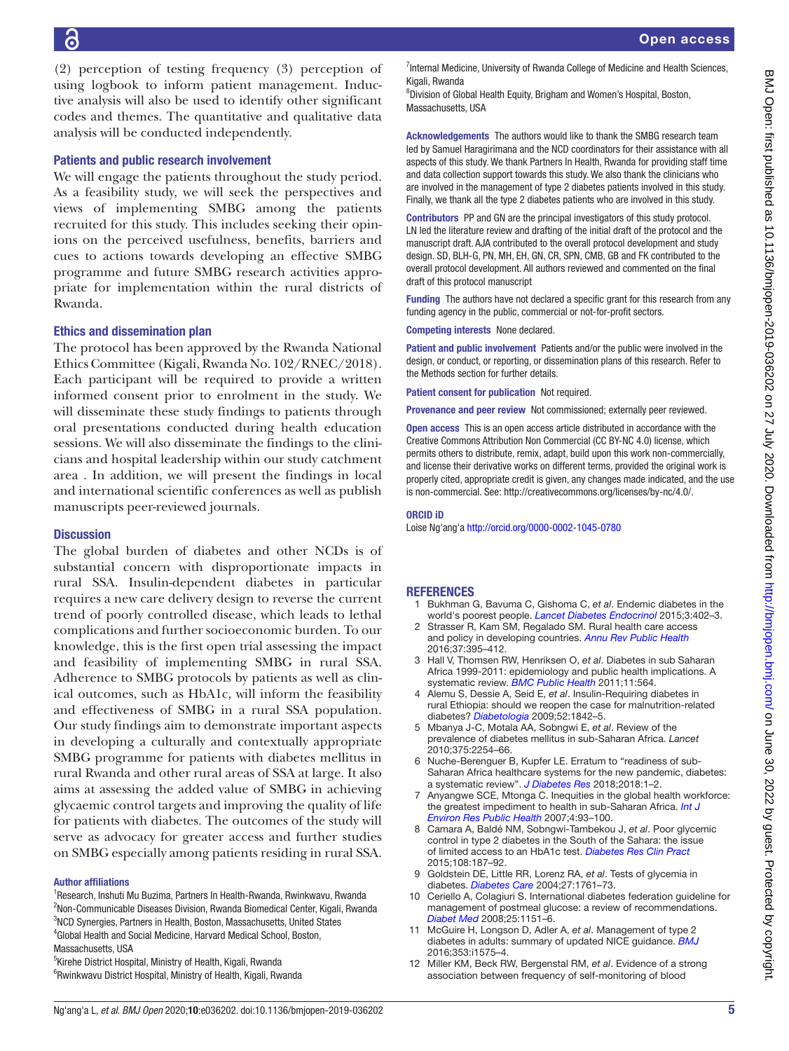(2) perception of testing frequency (3) perception of using logbook to inform patient management. Inductive analysis will also be used to identify other significant codes and themes. The quantitative and qualitative data analysis will be conducted independently.

## Patients and public research involvement

We will engage the patients throughout the study period. As a feasibility study, we will seek the perspectives and views of implementing SMBG among the patients recruited for this study. This includes seeking their opinions on the perceived usefulness, benefits, barriers and cues to actions towards developing an effective SMBG programme and future SMBG research activities appropriate for implementation within the rural districts of Rwanda.

## Ethics and dissemination plan

The protocol has been approved by the Rwanda National Ethics Committee (Kigali, Rwanda No. 102/RNEC/2018). Each participant will be required to provide a written informed consent prior to enrolment in the study. We will disseminate these study findings to patients through oral presentations conducted during health education sessions. We will also disseminate the findings to the clinicians and hospital leadership within our study catchment area . In addition, we will present the findings in local and international scientific conferences as well as publish manuscripts peer-reviewed journals.

## Discussion

The global burden of diabetes and other NCDs is of substantial concern with disproportionate impacts in rural SSA. Insulin-dependent diabetes in particular requires a new care delivery design to reverse the current trend of poorly controlled disease, which leads to lethal complications and further socioeconomic burden. To our knowledge, this is the first open trial assessing the impact and feasibility of implementing SMBG in rural SSA. Adherence to SMBG protocols by patients as well as clinical outcomes, such as HbA1c, will inform the feasibility and effectiveness of SMBG in a rural SSA population. Our study findings aim to demonstrate important aspects in developing a culturally and contextually appropriate SMBG programme for patients with diabetes mellitus in rural Rwanda and other rural areas of SSA at large. It also aims at assessing the added value of SMBG in achieving glycaemic control targets and improving the quality of life for patients with diabetes. The outcomes of the study will serve as advocacy for greater access and further studies on SMBG especially among patients residing in rural SSA.

### Author affiliations

[1]Research, Inshuti Mu Buzima, Partners In Health-Rwanda, Rwinkwavu, Rwanda
[2]Non-Communicable Diseases Division, Rwanda Biomedical Center, Kigali, Rwanda
[3]NCD Synergies, Partners in Health, Boston, Massachusetts, United States
[4]Global Health and Social Medicine, Harvard Medical School, Boston, Massachusetts, USA
[5]Kirehe District Hospital, Ministry of Health, Kigali, Rwanda
[6]Rwinkwavu District Hospital, Ministry of Health, Kigali, Rwanda
[7]Internal Medicine, University of Rwanda College of Medicine and Health Sciences, Kigali, Rwanda
[8]Division of Global Health Equity, Brigham and Women's Hospital, Boston, Massachusetts, USA

**Acknowledgements** The authors would like to thank the SMBG research team led by Samuel Haragirimana and the NCD coordinators for their assistance with all aspects of this study. We thank Partners In Health, Rwanda for providing staff time and data collection support towards this study. We also thank the clinicians who are involved in the management of type 2 diabetes patients involved in this study. Finally, we thank all the type 2 diabetes patients who are involved in this study.

**Contributors** PP and GN are the principal investigators of this study protocol. LN led the literature review and drafting of the initial draft of the protocol and the manuscript draft. AJA contributed to the overall protocol development and study design. SD, BLH-G, PN, MH, EH, GN, CR, SPN, CMB, GB and FK contributed to the overall protocol development. All authors reviewed and commented on the final draft of this protocol manuscript

**Funding** The authors have not declared a specific grant for this research from any funding agency in the public, commercial or not-for-profit sectors.

**Competing interests** None declared.

**Patient and public involvement** Patients and/or the public were involved in the design, or conduct, or reporting, or dissemination plans of this research. Refer to the Methods section for further details.

**Patient consent for publication** Not required.

**Provenance and peer review** Not commissioned; externally peer reviewed.

**Open access** This is an open access article distributed in accordance with the Creative Commons Attribution Non Commercial (CC BY-NC 4.0) license, which permits others to distribute, remix, adapt, build upon this work non-commercially, and license their derivative works on different terms, provided the original work is properly cited, appropriate credit is given, any changes made indicated, and the use is non-commercial. See: http://creativecommons.org/licenses/by-nc/4.0/.

**ORCID iD**

Loise Ng'ang'a http://orcid.org/0000-0002-1045-0780

## REFERENCES

1. Bukhman G, Bavuma C, Gishoma C, *et al*. Endemic diabetes in the world's poorest people. *Lancet Diabetes Endocrinol* 2015;3:402–3.
2. Strasser R, Kam SM, Regalado SM. Rural health care access and policy in developing countries. *Annu Rev Public Health* 2016;37:395–412.
3. Hall V, Thomsen RW, Henriksen O, *et al*. Diabetes in sub Saharan Africa 1999-2011: epidemiology and public health implications. A systematic review. *BMC Public Health* 2011;11:564.
4. Alemu S, Dessie A, Seid E, *et al*. Insulin-Requiring diabetes in rural Ethiopia: should we reopen the case for malnutrition-related diabetes? *Diabetologia* 2009;52:1842–5.
5. Mbanya J-C, Motala AA, Sobngwi E, *et al*. Review of the prevalence of diabetes mellitus in sub-Saharan Africa. *Lancet* 2010;375:2254–66.
6. Nuche-Berenguer B, Kupfer LE. Erratum to "readiness of sub-Saharan Africa healthcare systems for the new pandemic, diabetes: a systematic review". *J Diabetes Res* 2018;2018:1–2.
7. Anyangwe SCE, Mtonga C. Inequities in the global health workforce: the greatest impediment to health in sub-Saharan Africa. *Int J Environ Res Public Health* 2007;4:93–100.
8. Camara A, Baldé NM, Sobngwi-Tambekou J, *et al*. Poor glycemic control in type 2 diabetes in the South of the Sahara: the issue of limited access to an HbA1c test. *Diabetes Res Clin Pract* 2015;108:187–92.
9. Goldstein DE, Little RR, Lorenz RA, *et al*. Tests of glycemia in diabetes. *Diabetes Care* 2004;27:1761–73.
10. Ceriello A, Colagiuri S. International diabetes federation guideline for management of postmeal glucose: a review of recommendations. *Diabet Med* 2008;25:1151–6.
11. McGuire H, Longson D, Adler A, *et al*. Management of type 2 diabetes in adults: summary of updated NICE guidance. *BMJ* 2016;353:i1575–4.
12. Miller KM, Beck RW, Bergenstal RM, *et al*. Evidence of a strong association between frequency of self-monitoring of blood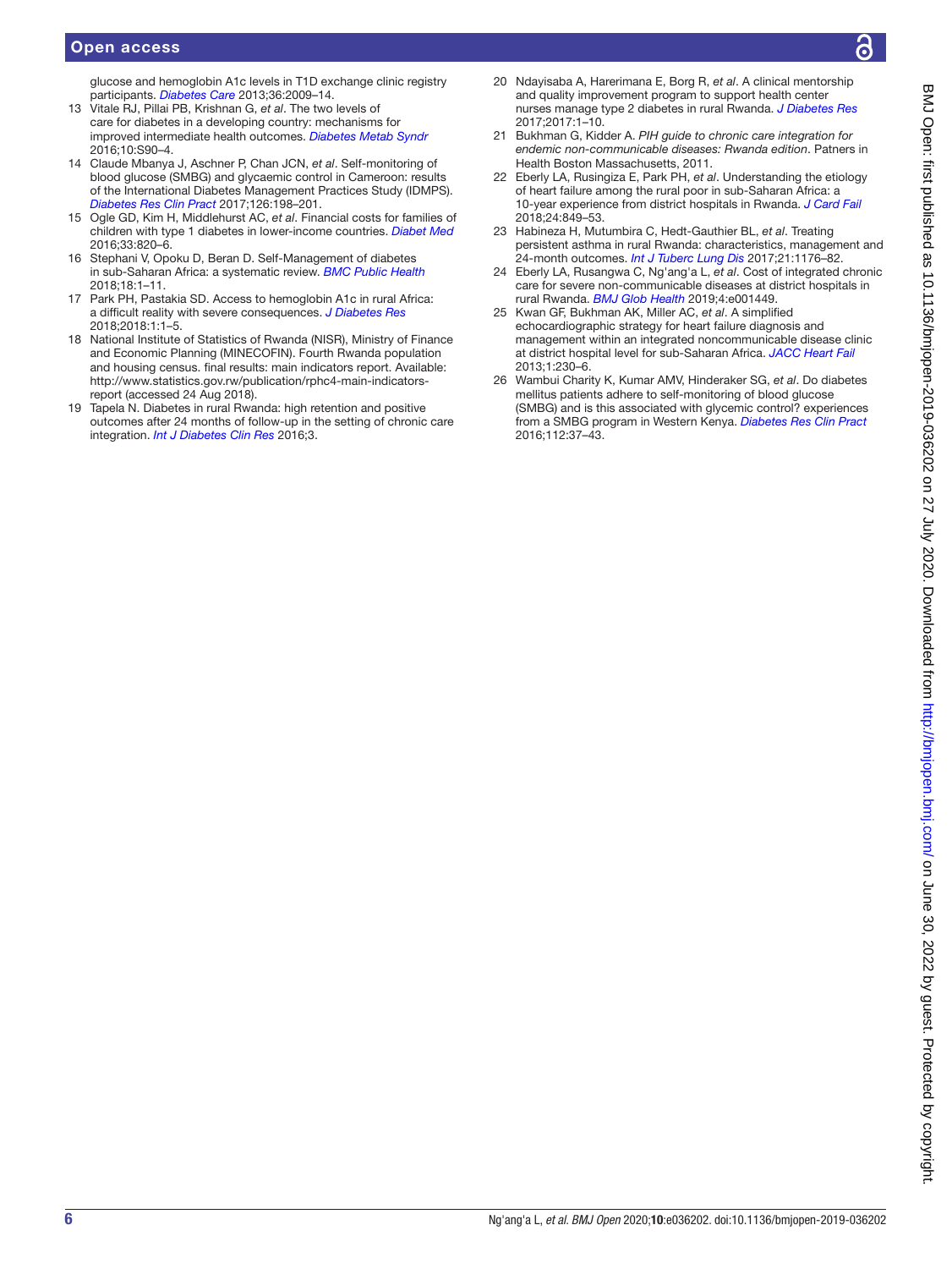glucose and hemoglobin A1c levels in T1D exchange clinic registry participants. *Diabetes Care* 2013;36:2009–14.

13 Vitale RJ, Pillai PB, Krishnan G, *et al*. The two levels of care for diabetes in a developing country: mechanisms for improved intermediate health outcomes. *Diabetes Metab Syndr* 2016;10:S90–4.

14 Claude Mbanya J, Aschner P, Chan JCN, *et al*. Self-monitoring of blood glucose (SMBG) and glycaemic control in Cameroon: results of the International Diabetes Management Practices Study (IDMPS). *Diabetes Res Clin Pract* 2017;126:198–201.

15 Ogle GD, Kim H, Middlehurst AC, *et al*. Financial costs for families of children with type 1 diabetes in lower-income countries. *Diabet Med* 2016;33:820–6.

16 Stephani V, Opoku D, Beran D. Self-Management of diabetes in sub-Saharan Africa: a systematic review. *BMC Public Health* 2018;18:1–11.

17 Park PH, Pastakia SD. Access to hemoglobin A1c in rural Africa: a difficult reality with severe consequences. *J Diabetes Res* 2018;2018:1:1–5.

18 National Institute of Statistics of Rwanda (NISR), Ministry of Finance and Economic Planning (MINECOFIN). Fourth Rwanda population and housing census. final results: main indicators report. Available: http://www.statistics.gov.rw/publication/rphc4-main-indicators-report (accessed 24 Aug 2018).

19 Tapela N. Diabetes in rural Rwanda: high retention and positive outcomes after 24 months of follow-up in the setting of chronic care integration. *Int J Diabetes Clin Res* 2016;3.

20 Ndayisaba A, Harerimana E, Borg R, *et al*. A clinical mentorship and quality improvement program to support health center nurses manage type 2 diabetes in rural Rwanda. *J Diabetes Res* 2017;2017:1–10.

21 Bukhman G, Kidder A. *PIH guide to chronic care integration for endemic non-communicable diseases: Rwanda edition*. Patners in Health Boston Massachusetts, 2011.

22 Eberly LA, Rusingiza E, Park PH, *et al*. Understanding the etiology of heart failure among the rural poor in sub-Saharan Africa: a 10-year experience from district hospitals in Rwanda. *J Card Fail* 2018;24:849–53.

23 Habineza H, Mutumbira C, Hedt-Gauthier BL, *et al*. Treating persistent asthma in rural Rwanda: characteristics, management and 24-month outcomes. *Int J Tuberc Lung Dis* 2017;21:1176–82.

24 Eberly LA, Rusangwa C, Ng'ang'a L, *et al*. Cost of integrated chronic care for severe non-communicable diseases at district hospitals in rural Rwanda. *BMJ Glob Health* 2019;4:e001449.

25 Kwan GF, Bukhman AK, Miller AC, *et al*. A simplified echocardiographic strategy for heart failure diagnosis and management within an integrated noncommunicable disease clinic at district hospital level for sub-Saharan Africa. *JACC Heart Fail* 2013;1:230–6.

26 Wambui Charity K, Kumar AMV, Hinderaker SG, *et al*. Do diabetes mellitus patients adhere to self-monitoring of blood glucose (SMBG) and is this associated with glycemic control? experiences from a SMBG program in Western Kenya. *Diabetes Res Clin Pract* 2016;112:37–43.